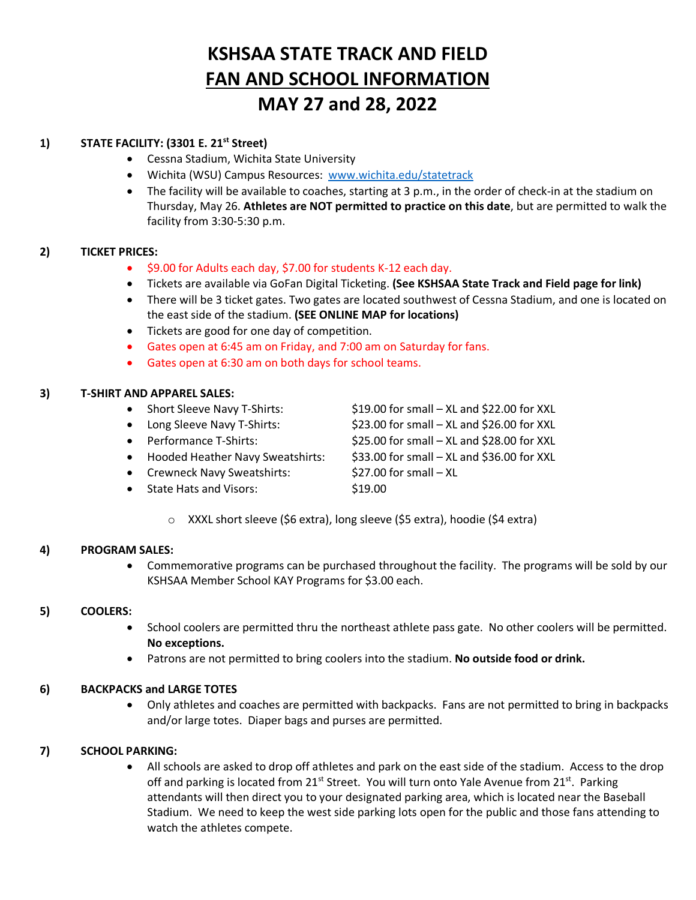# KSHSAA STATE TRACK AND FIELD

# FAN AND SCHOOL INFORMATION

# MAY 27 and 28, 2022

**1) STATE FACILITY: (3301 E. 21st Street)**

- Cessna Stadium, Wichita State University
- Wichita (WSU) Campus Resources: www.wichita.edu/statetrack
- The facility will be available to coaches, starting at 3 p.m., in the order of check-in at the stadium on Thursday, May 26. **Athletes are NOT permitted to practice on this date**, but are permitted to walk the facility from 3:30-5:30 p.m.

**2) TICKET PRICES:**

- $9.00 for Adults each day, $7.00 for students K-12 each day.
- Tickets are available via GoFan Digital Ticketing. **(See KSHSAA State Track and Field page for link)**
- There will be 3 ticket gates. Two gates are located southwest of Cessna Stadium, and one is located on the east side of the stadium. **(SEE ONLINE MAP for locations)**
- Tickets are good for one day of competition.
- Gates open at 6:45 am on Friday, and 7:00 am on Saturday for fans.
- Gates open at 6:30 am on both days for school teams.

**3) T-SHIRT AND APPAREL SALES:**

- Short Sleeve Navy T-Shirts: $19.00 for small – XL and $22.00 for XXL
- Long Sleeve Navy T-Shirts: $23.00 for small – XL and $26.00 for XXL
- Performance T-Shirts: $25.00 for small – XL and $28.00 for XXL
- Hooded Heather Navy Sweatshirts: $33.00 for small – XL and $36.00 for XXL
- Crewneck Navy Sweatshirts: $27.00 for small – XL
- State Hats and Visors: $19.00
  - XXXL short sleeve ($6 extra), long sleeve ($5 extra), hoodie ($4 extra)

**4) PROGRAM SALES:**

- Commemorative programs can be purchased throughout the facility. The programs will be sold by our KSHSAA Member School KAY Programs for $3.00 each.

**5) COOLERS:**

- School coolers are permitted thru the northeast athlete pass gate. No other coolers will be permitted. **No exceptions.**
- Patrons are not permitted to bring coolers into the stadium. **No outside food or drink.**

**6) BACKPACKS and LARGE TOTES**

- Only athletes and coaches are permitted with backpacks. Fans are not permitted to bring in backpacks and/or large totes. Diaper bags and purses are permitted.

**7) SCHOOL PARKING:**

- All schools are asked to drop off athletes and park on the east side of the stadium. Access to the drop off and parking is located from 21st Street. You will turn onto Yale Avenue from 21st. Parking attendants will then direct you to your designated parking area, which is located near the Baseball Stadium. We need to keep the west side parking lots open for the public and those fans attending to watch the athletes compete.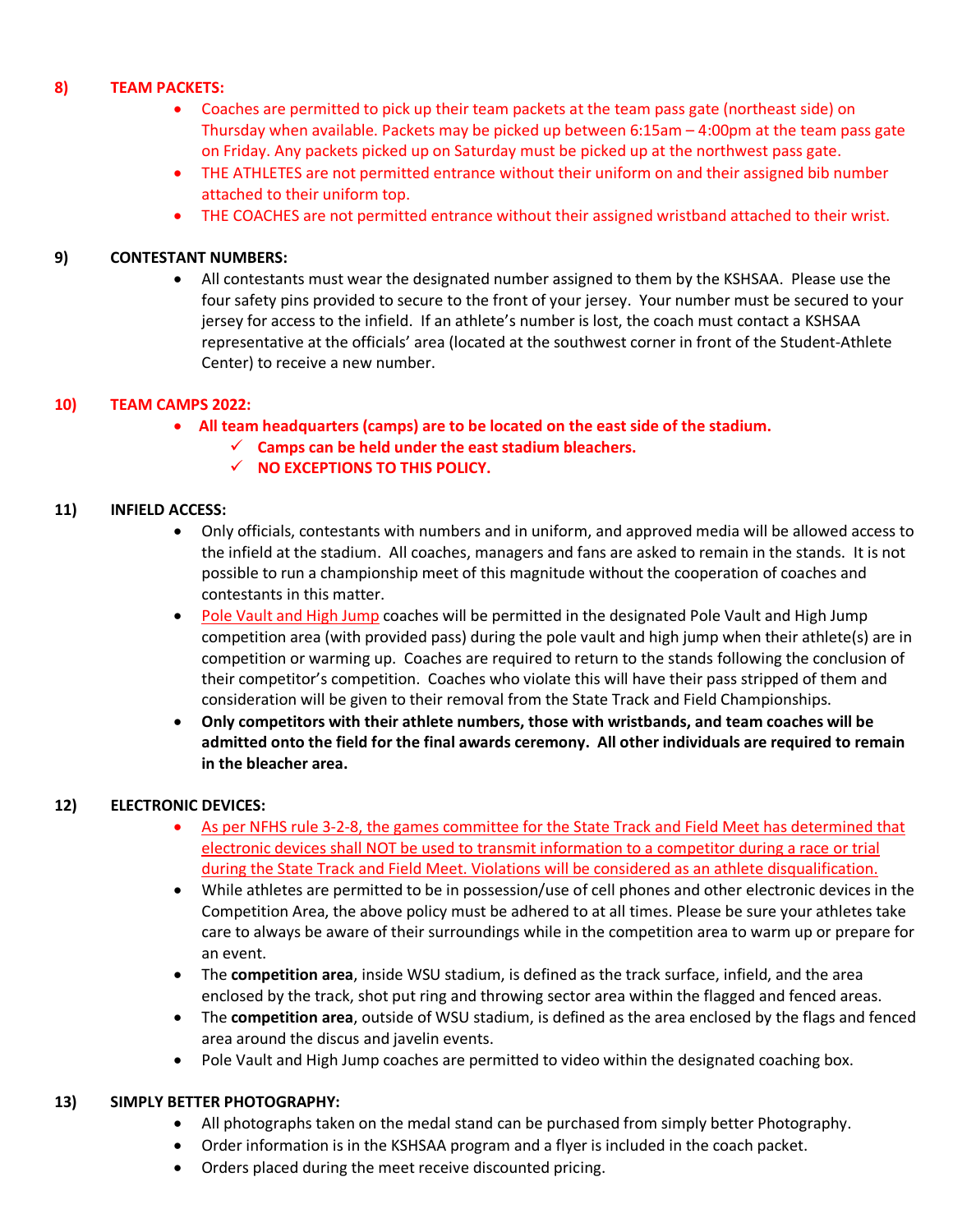## 8) TEAM PACKETS:

- Coaches are permitted to pick up their team packets at the team pass gate (northeast side) on Thursday when available. Packets may be picked up between 6:15am – 4:00pm at the team pass gate on Friday. Any packets picked up on Saturday must be picked up at the northwest pass gate.
- THE ATHLETES are not permitted entrance without their uniform on and their assigned bib number attached to their uniform top.
- THE COACHES are not permitted entrance without their assigned wristband attached to their wrist.

## 9) CONTESTANT NUMBERS:

- All contestants must wear the designated number assigned to them by the KSHSAA. Please use the four safety pins provided to secure to the front of your jersey. Your number must be secured to your jersey for access to the infield. If an athlete's number is lost, the coach must contact a KSHSAA representative at the officials' area (located at the southwest corner in front of the Student-Athlete Center) to receive a new number.

## 10) TEAM CAMPS 2022:

- **All team headquarters (camps) are to be located on the east side of the stadium.**
  - ✓ **Camps can be held under the east stadium bleachers.**
  - ✓ **NO EXCEPTIONS TO THIS POLICY.**

## 11) INFIELD ACCESS:

- Only officials, contestants with numbers and in uniform, and approved media will be allowed access to the infield at the stadium. All coaches, managers and fans are asked to remain in the stands. It is not possible to run a championship meet of this magnitude without the cooperation of coaches and contestants in this matter.
- Pole Vault and High Jump coaches will be permitted in the designated Pole Vault and High Jump competition area (with provided pass) during the pole vault and high jump when their athlete(s) are in competition or warming up. Coaches are required to return to the stands following the conclusion of their competitor's competition. Coaches who violate this will have their pass stripped of them and consideration will be given to their removal from the State Track and Field Championships.
- **Only competitors with their athlete numbers, those with wristbands, and team coaches will be admitted onto the field for the final awards ceremony. All other individuals are required to remain in the bleacher area.**

## 12) ELECTRONIC DEVICES:

- As per NFHS rule 3-2-8, the games committee for the State Track and Field Meet has determined that electronic devices shall NOT be used to transmit information to a competitor during a race or trial during the State Track and Field Meet. Violations will be considered as an athlete disqualification.
- While athletes are permitted to be in possession/use of cell phones and other electronic devices in the Competition Area, the above policy must be adhered to at all times. Please be sure your athletes take care to always be aware of their surroundings while in the competition area to warm up or prepare for an event.
- The **competition area**, inside WSU stadium, is defined as the track surface, infield, and the area enclosed by the track, shot put ring and throwing sector area within the flagged and fenced areas.
- The **competition area**, outside of WSU stadium, is defined as the area enclosed by the flags and fenced area around the discus and javelin events.
- Pole Vault and High Jump coaches are permitted to video within the designated coaching box.

## 13) SIMPLY BETTER PHOTOGRAPHY:

- All photographs taken on the medal stand can be purchased from simply better Photography.
- Order information is in the KSHSAA program and a flyer is included in the coach packet.
- Orders placed during the meet receive discounted pricing.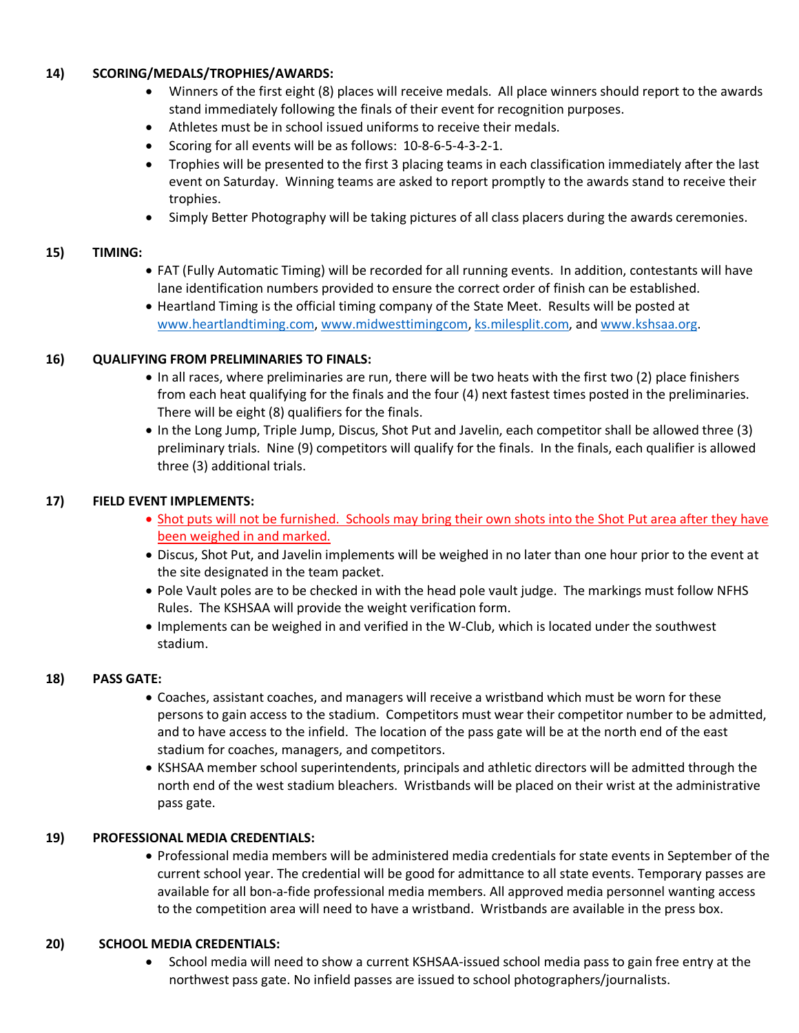## 14) SCORING/MEDALS/TROPHIES/AWARDS:

- Winners of the first eight (8) places will receive medals. All place winners should report to the awards stand immediately following the finals of their event for recognition purposes.
- Athletes must be in school issued uniforms to receive their medals.
- Scoring for all events will be as follows: 10-8-6-5-4-3-2-1.
- Trophies will be presented to the first 3 placing teams in each classification immediately after the last event on Saturday. Winning teams are asked to report promptly to the awards stand to receive their trophies.
- Simply Better Photography will be taking pictures of all class placers during the awards ceremonies.

## 15) TIMING:

- FAT (Fully Automatic Timing) will be recorded for all running events. In addition, contestants will have lane identification numbers provided to ensure the correct order of finish can be established.
- Heartland Timing is the official timing company of the State Meet. Results will be posted at www.heartlandtiming.com, www.midwesttimingcom, ks.milesplit.com, and www.kshsaa.org.

## 16) QUALIFYING FROM PRELIMINARIES TO FINALS:

- In all races, where preliminaries are run, there will be two heats with the first two (2) place finishers from each heat qualifying for the finals and the four (4) next fastest times posted in the preliminaries. There will be eight (8) qualifiers for the finals.
- In the Long Jump, Triple Jump, Discus, Shot Put and Javelin, each competitor shall be allowed three (3) preliminary trials. Nine (9) competitors will qualify for the finals. In the finals, each qualifier is allowed three (3) additional trials.

## 17) FIELD EVENT IMPLEMENTS:

- Shot puts will not be furnished. Schools may bring their own shots into the Shot Put area after they have been weighed in and marked.
- Discus, Shot Put, and Javelin implements will be weighed in no later than one hour prior to the event at the site designated in the team packet.
- Pole Vault poles are to be checked in with the head pole vault judge. The markings must follow NFHS Rules. The KSHSAA will provide the weight verification form.
- Implements can be weighed in and verified in the W-Club, which is located under the southwest stadium.

## 18) PASS GATE:

- Coaches, assistant coaches, and managers will receive a wristband which must be worn for these persons to gain access to the stadium. Competitors must wear their competitor number to be admitted, and to have access to the infield. The location of the pass gate will be at the north end of the east stadium for coaches, managers, and competitors.
- KSHSAA member school superintendents, principals and athletic directors will be admitted through the north end of the west stadium bleachers. Wristbands will be placed on their wrist at the administrative pass gate.

## 19) PROFESSIONAL MEDIA CREDENTIALS:

- Professional media members will be administered media credentials for state events in September of the current school year. The credential will be good for admittance to all state events. Temporary passes are available for all bon-a-fide professional media members. All approved media personnel wanting access to the competition area will need to have a wristband. Wristbands are available in the press box.

## 20) SCHOOL MEDIA CREDENTIALS:

- School media will need to show a current KSHSAA-issued school media pass to gain free entry at the northwest pass gate. No infield passes are issued to school photographers/journalists.